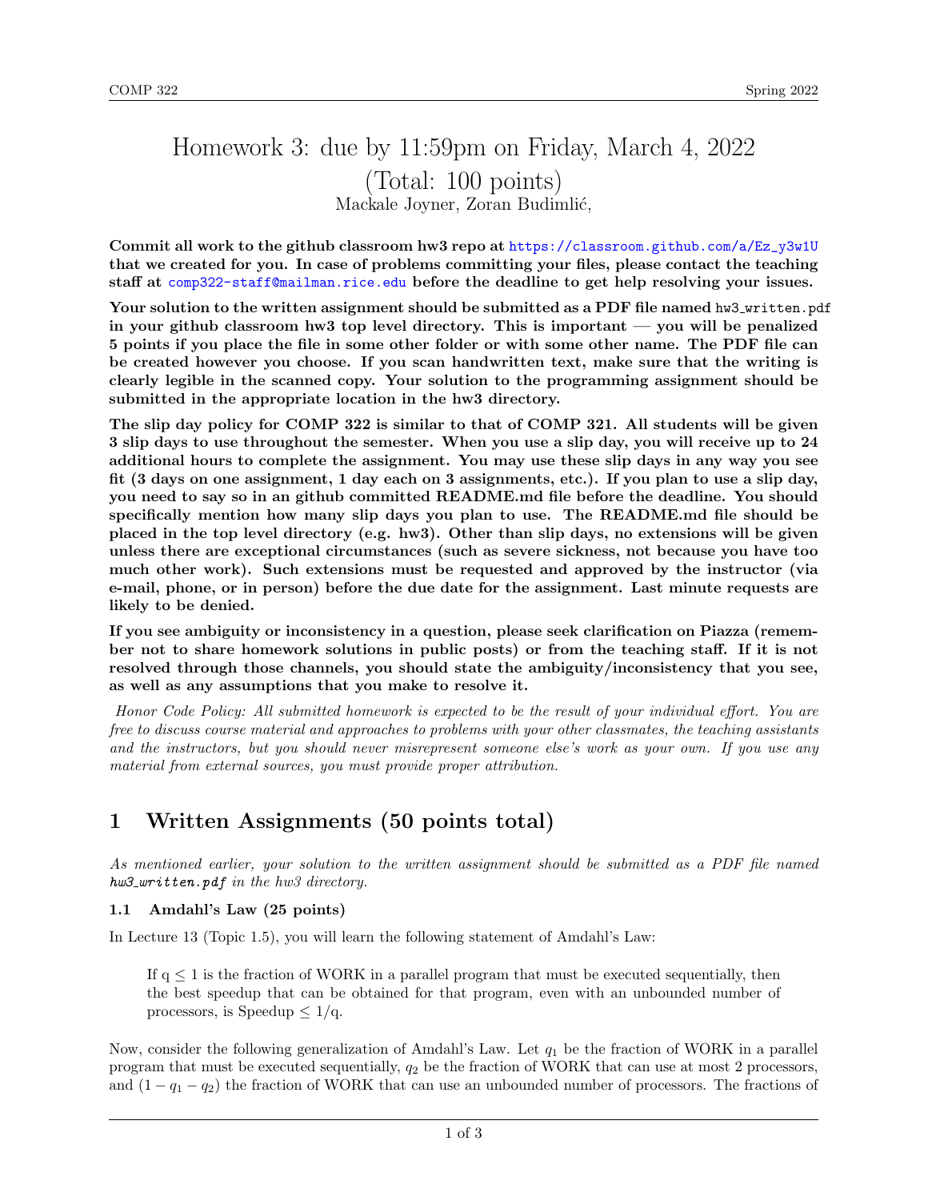# Homework 3: due by 11:59pm on Friday, March 4, 2022 (Total: 100 points)

Mackale Joyner, Zoran Budimlić,

**Commit all work to the github classroom hw3 repo at https://classroom.github.com/a/Ez_y3w1U that we created for you. In case of problems committing your files, please contact the teaching staff at comp322-staff@mailman.rice.edu before the deadline to get help resolving your issues.**

**Your solution to the written assignment should be submitted as a PDF file named hw3_written.pdf in your github classroom hw3 top level directory. This is important — you will be penalized 5 points if you place the file in some other folder or with some other name. The PDF file can be created however you choose. If you scan handwritten text, make sure that the writing is clearly legible in the scanned copy. Your solution to the programming assignment should be submitted in the appropriate location in the hw3 directory.**

**The slip day policy for COMP 322 is similar to that of COMP 321. All students will be given 3 slip days to use throughout the semester. When you use a slip day, you will receive up to 24 additional hours to complete the assignment. You may use these slip days in any way you see fit (3 days on one assignment, 1 day each on 3 assignments, etc.). If you plan to use a slip day, you need to say so in an github committed README.md file before the deadline. You should specifically mention how many slip days you plan to use. The README.md file should be placed in the top level directory (e.g. hw3). Other than slip days, no extensions will be given unless there are exceptional circumstances (such as severe sickness, not because you have too much other work). Such extensions must be requested and approved by the instructor (via e-mail, phone, or in person) before the due date for the assignment. Last minute requests are likely to be denied.**

**If you see ambiguity or inconsistency in a question, please seek clarification on Piazza (remember not to share homework solutions in public posts) or from the teaching staff. If it is not resolved through those channels, you should state the ambiguity/inconsistency that you see, as well as any assumptions that you make to resolve it.**

*Honor Code Policy: All submitted homework is expected to be the result of your individual effort. You are free to discuss course material and approaches to problems with your other classmates, the teaching assistants and the instructors, but you should never misrepresent someone else's work as your own. If you use any material from external sources, you must provide proper attribution.*

## 1 Written Assignments (50 points total)

*As mentioned earlier, your solution to the written assignment should be submitted as a PDF file named hw3_written.pdf in the hw3 directory.*

### 1.1 Amdahl's Law (25 points)

In Lecture 13 (Topic 1.5), you will learn the following statement of Amdahl's Law:

> If $q \leq 1$ is the fraction of WORK in a parallel program that must be executed sequentially, then the best speedup that can be obtained for that program, even with an unbounded number of processors, is Speedup $\leq 1/q$.

Now, consider the following generalization of Amdahl's Law. Let $q_1$ be the fraction of WORK in a parallel program that must be executed sequentially, $q_2$ be the fraction of WORK that can use at most 2 processors, and $(1 - q_1 - q_2)$ the fraction of WORK that can use an unbounded number of processors. The fractions of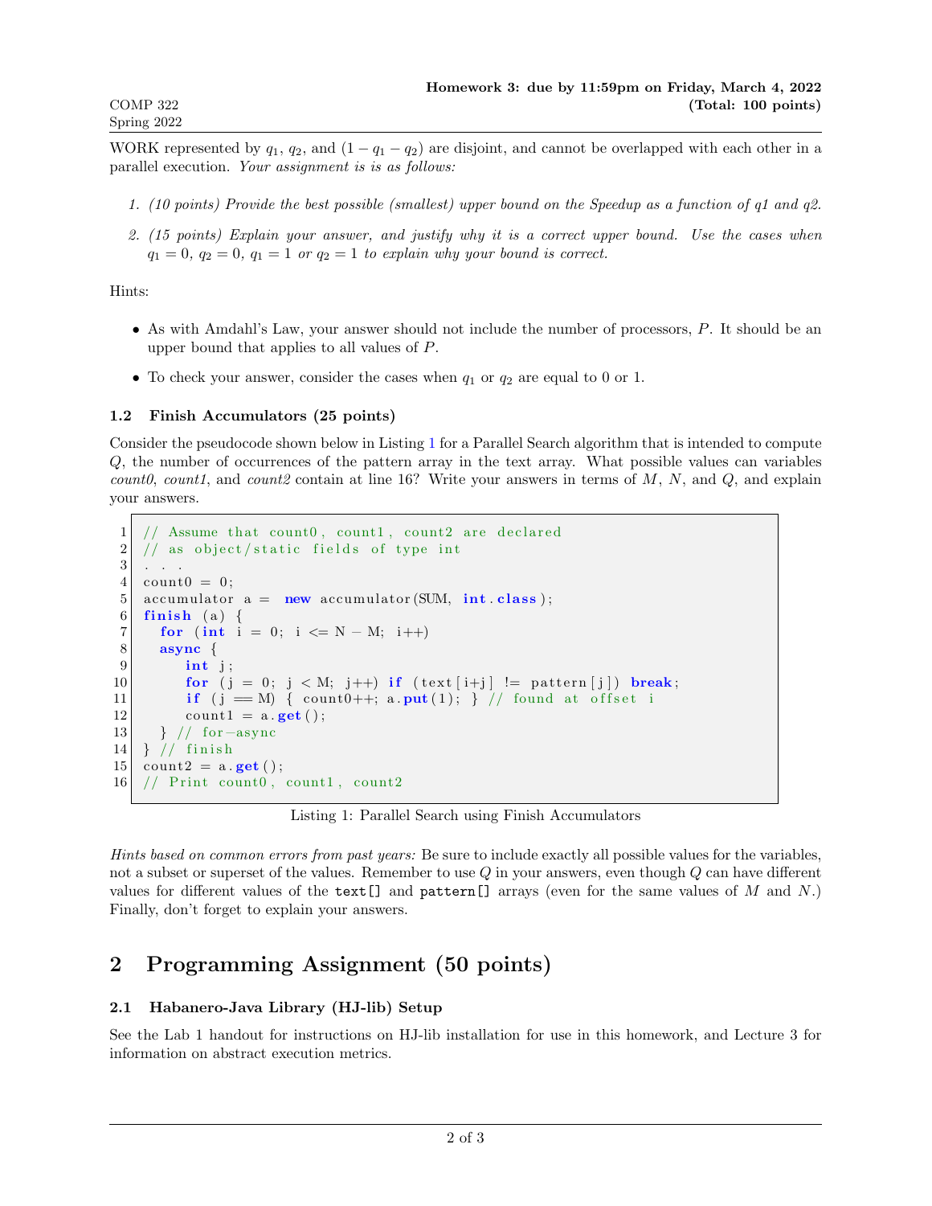WORK represented by $q_1$, $q_2$, and $(1 - q_1 - q_2)$ are disjoint, and cannot be overlapped with each other in a parallel execution. *Your assignment is is as follows:*

1. *(10 points) Provide the best possible (smallest) upper bound on the Speedup as a function of q1 and q2.*
2. *(15 points) Explain your answer, and justify why it is a correct upper bound. Use the cases when $q_1 = 0$, $q_2 = 0$, $q_1 = 1$ or $q_2 = 1$ to explain why your bound is correct.*

Hints:

- As with Amdahl's Law, your answer should not include the number of processors, $P$. It should be an upper bound that applies to all values of $P$.
- To check your answer, consider the cases when $q_1$ or $q_2$ are equal to 0 or 1.

### 1.2 Finish Accumulators (25 points)

Consider the pseudocode shown below in Listing 1 for a Parallel Search algorithm that is intended to compute $Q$, the number of occurrences of the pattern array in the text array. What possible values can variables *count0*, *count1*, and *count2* contain at line 16? Write your answers in terms of $M$, $N$, and $Q$, and explain your answers.

```
1  // Assume that count0, count1, count2 are declared
2  // as object/static fields of type int
3  . . .
4  count0 = 0;
5  accumulator a = new accumulator(SUM, int.class);
6  finish (a) {
7    for (int i = 0; i <= N - M; i++)
8    async {
9       int j;
10      for (j = 0; j < M; j++) if (text[i+j] != pattern[j]) break;
11      if (j == M) { count0++; a.put(1); } // found at offset i
12      count1 = a.get();
13   } // for-async
14 } // finish
15 count2 = a.get();
16 // Print count0, count1, count2
```

Listing 1: Parallel Search using Finish Accumulators

*Hints based on common errors from past years:* Be sure to include exactly all possible values for the variables, not a subset or superset of the values. Remember to use $Q$ in your answers, even though $Q$ can have different values for different values of the `text[]` and `pattern[]` arrays (even for the same values of $M$ and $N$.) Finally, don't forget to explain your answers.

## 2 Programming Assignment (50 points)

### 2.1 Habanero-Java Library (HJ-lib) Setup

See the Lab 1 handout for instructions on HJ-lib installation for use in this homework, and Lecture 3 for information on abstract execution metrics.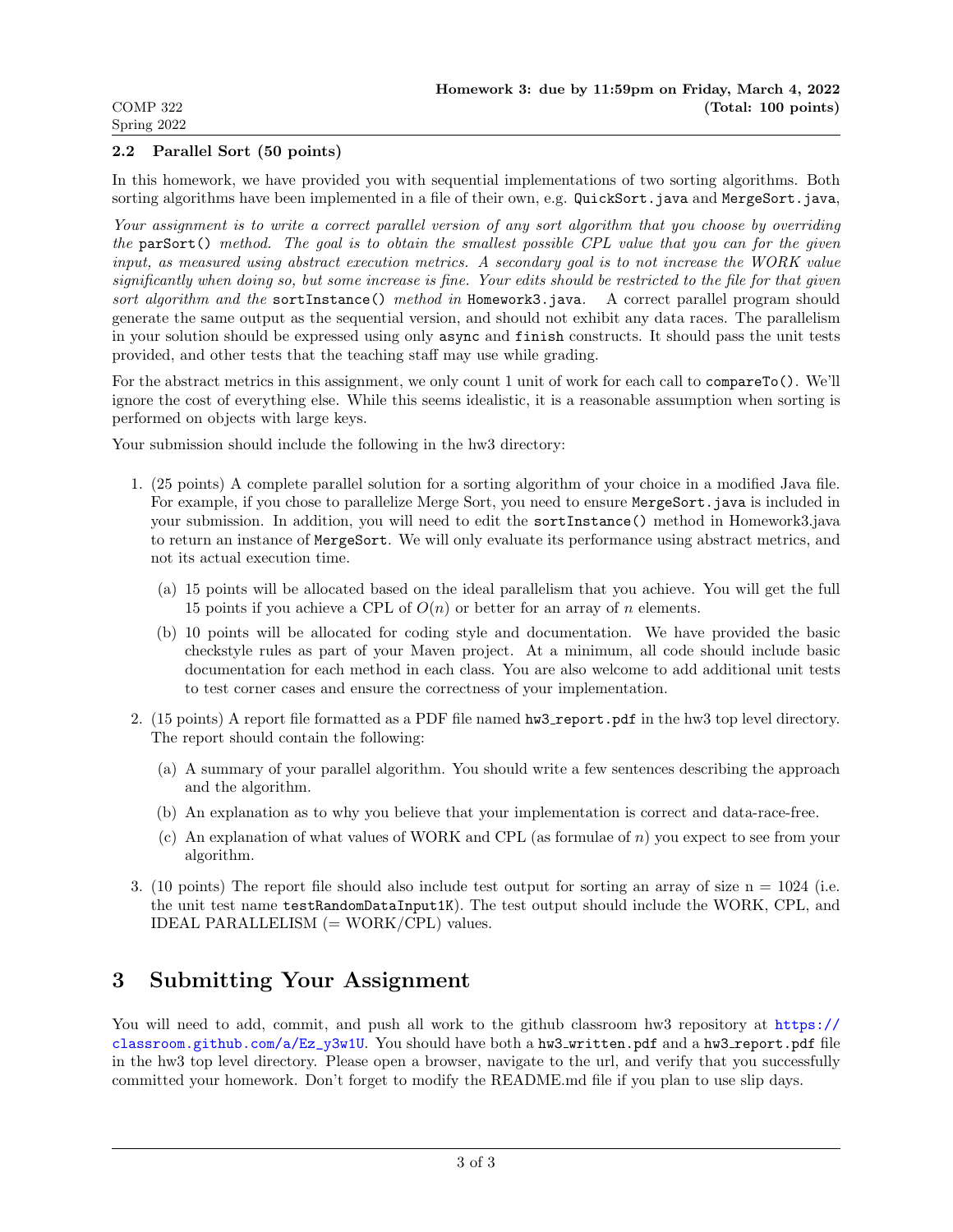### 2.2 Parallel Sort (50 points)

In this homework, we have provided you with sequential implementations of two sorting algorithms. Both sorting algorithms have been implemented in a file of their own, e.g. `QuickSort.java` and `MergeSort.java`,

*Your assignment is to write a correct parallel version of any sort algorithm that you choose by overriding the* `parSort()` *method. The goal is to obtain the smallest possible CPL value that you can for the given input, as measured using abstract execution metrics. A secondary goal is to not increase the WORK value significantly when doing so, but some increase is fine. Your edits should be restricted to the file for that given sort algorithm and the* `sortInstance()` *method in* `Homework3.java`. A correct parallel program should generate the same output as the sequential version, and should not exhibit any data races. The parallelism in your solution should be expressed using only `async` and `finish` constructs. It should pass the unit tests provided, and other tests that the teaching staff may use while grading.

For the abstract metrics in this assignment, we only count 1 unit of work for each call to `compareTo()`. We'll ignore the cost of everything else. While this seems idealistic, it is a reasonable assumption when sorting is performed on objects with large keys.

Your submission should include the following in the hw3 directory:

1. (25 points) A complete parallel solution for a sorting algorithm of your choice in a modified Java file. For example, if you chose to parallelize Merge Sort, you need to ensure `MergeSort.java` is included in your submission. In addition, you will need to edit the `sortInstance()` method in Homework3.java to return an instance of `MergeSort`. We will only evaluate its performance using abstract metrics, and not its actual execution time.
   (a) 15 points will be allocated based on the ideal parallelism that you achieve. You will get the full 15 points if you achieve a CPL of $O(n)$ or better for an array of $n$ elements.
   (b) 10 points will be allocated for coding style and documentation. We have provided the basic checkstyle rules as part of your Maven project. At a minimum, all code should include basic documentation for each method in each class. You are also welcome to add additional unit tests to test corner cases and ensure the correctness of your implementation.
2. (15 points) A report file formatted as a PDF file named `hw3_report.pdf` in the hw3 top level directory. The report should contain the following:
   (a) A summary of your parallel algorithm. You should write a few sentences describing the approach and the algorithm.
   (b) An explanation as to why you believe that your implementation is correct and data-race-free.
   (c) An explanation of what values of WORK and CPL (as formulae of $n$) you expect to see from your algorithm.
3. (10 points) The report file should also include test output for sorting an array of size n = 1024 (i.e. the unit test name `testRandomDataInput1K`). The test output should include the WORK, CPL, and IDEAL PARALLELISM (= WORK/CPL) values.

# 3 Submitting Your Assignment

You will need to add, commit, and push all work to the github classroom hw3 repository at https://classroom.github.com/a/Ez_y3w1U. You should have both a `hw3_written.pdf` and a `hw3_report.pdf` file in the hw3 top level directory. Please open a browser, navigate to the url, and verify that you successfully committed your homework. Don't forget to modify the README.md file if you plan to use slip days.